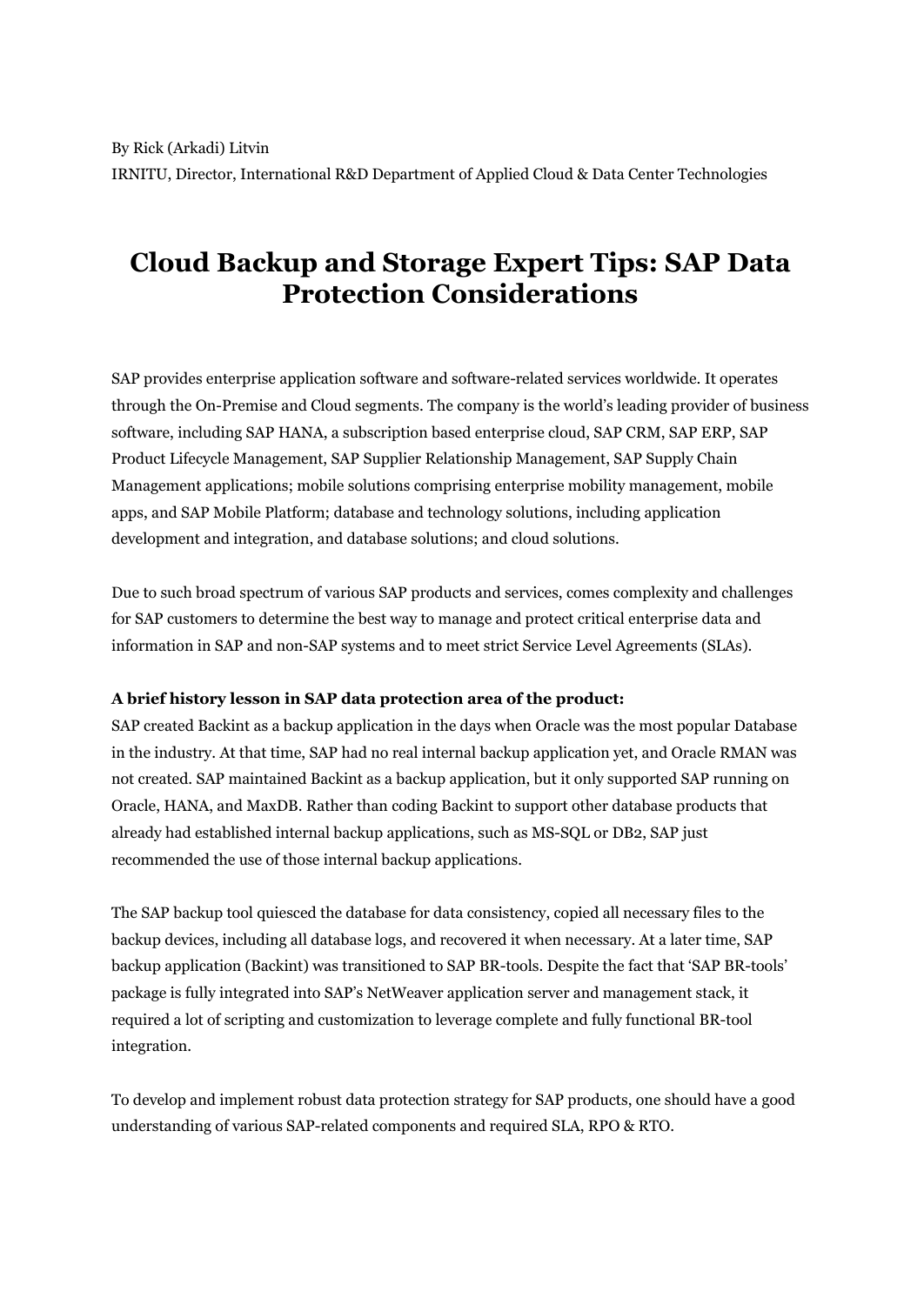By Rick (Arkadi) Litvin

IRNITU, Director, International R&D Department of Applied Cloud & Data Center Technologies

# Cloud Backup and Storage Expert Tips: SAP Data Protection Considerations

SAP provides enterprise application software and software-related services worldwide. It operates through the On-Premise and Cloud segments. The company is the world's leading provider of business software, including SAP HANA, a subscription based enterprise cloud, SAP CRM, SAP ERP, SAP Product Lifecycle Management, SAP Supplier Relationship Management, SAP Supply Chain Management applications; mobile solutions comprising enterprise mobility management, mobile apps, and SAP Mobile Platform; database and technology solutions, including application development and integration, and database solutions; and cloud solutions.

Due to such broad spectrum of various SAP products and services, comes complexity and challenges for SAP customers to determine the best way to manage and protect critical enterprise data and information in SAP and non-SAP systems and to meet strict Service Level Agreements (SLAs).

**A brief history lesson in SAP data protection area of the product:**

SAP created Backint as a backup application in the days when Oracle was the most popular Database in the industry. At that time, SAP had no real internal backup application yet, and Oracle RMAN was not created. SAP maintained Backint as a backup application, but it only supported SAP running on Oracle, HANA, and MaxDB. Rather than coding Backint to support other database products that already had established internal backup applications, such as MS-SQL or DB2, SAP just recommended the use of those internal backup applications.

The SAP backup tool quiesced the database for data consistency, copied all necessary files to the backup devices, including all database logs, and recovered it when necessary. At a later time, SAP backup application (Backint) was transitioned to SAP BR-tools. Despite the fact that 'SAP BR-tools' package is fully integrated into SAP's NetWeaver application server and management stack, it required a lot of scripting and customization to leverage complete and fully functional BR-tool integration.

To develop and implement robust data protection strategy for SAP products, one should have a good understanding of various SAP-related components and required SLA, RPO & RTO.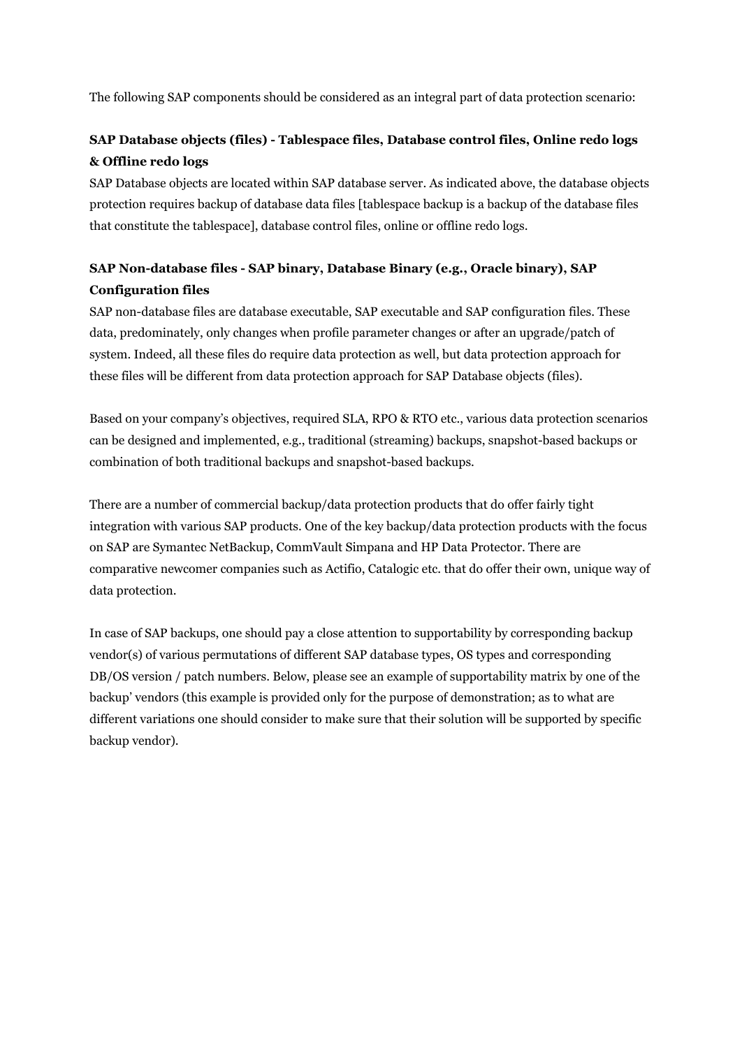The following SAP components should be considered as an integral part of data protection scenario:

**SAP Database objects (files) - Tablespace files, Database control files, Online redo logs & Offline redo logs**

SAP Database objects are located within SAP database server. As indicated above, the database objects protection requires backup of database data files [tablespace backup is a backup of the database files that constitute the tablespace], database control files, online or offline redo logs.

**SAP Non-database files - SAP binary, Database Binary (e.g., Oracle binary), SAP Configuration files**

SAP non-database files are database executable, SAP executable and SAP configuration files. These data, predominately, only changes when profile parameter changes or after an upgrade/patch of system. Indeed, all these files do require data protection as well, but data protection approach for these files will be different from data protection approach for SAP Database objects (files).

Based on your company's objectives, required SLA, RPO & RTO etc., various data protection scenarios can be designed and implemented, e.g., traditional (streaming) backups, snapshot-based backups or combination of both traditional backups and snapshot-based backups.

There are a number of commercial backup/data protection products that do offer fairly tight integration with various SAP products. One of the key backup/data protection products with the focus on SAP are Symantec NetBackup, CommVault Simpana and HP Data Protector. There are comparative newcomer companies such as Actifio, Catalogic etc. that do offer their own, unique way of data protection.

In case of SAP backups, one should pay a close attention to supportability by corresponding backup vendor(s) of various permutations of different SAP database types, OS types and corresponding DB/OS version / patch numbers. Below, please see an example of supportability matrix by one of the backup' vendors (this example is provided only for the purpose of demonstration; as to what are different variations one should consider to make sure that their solution will be supported by specific backup vendor).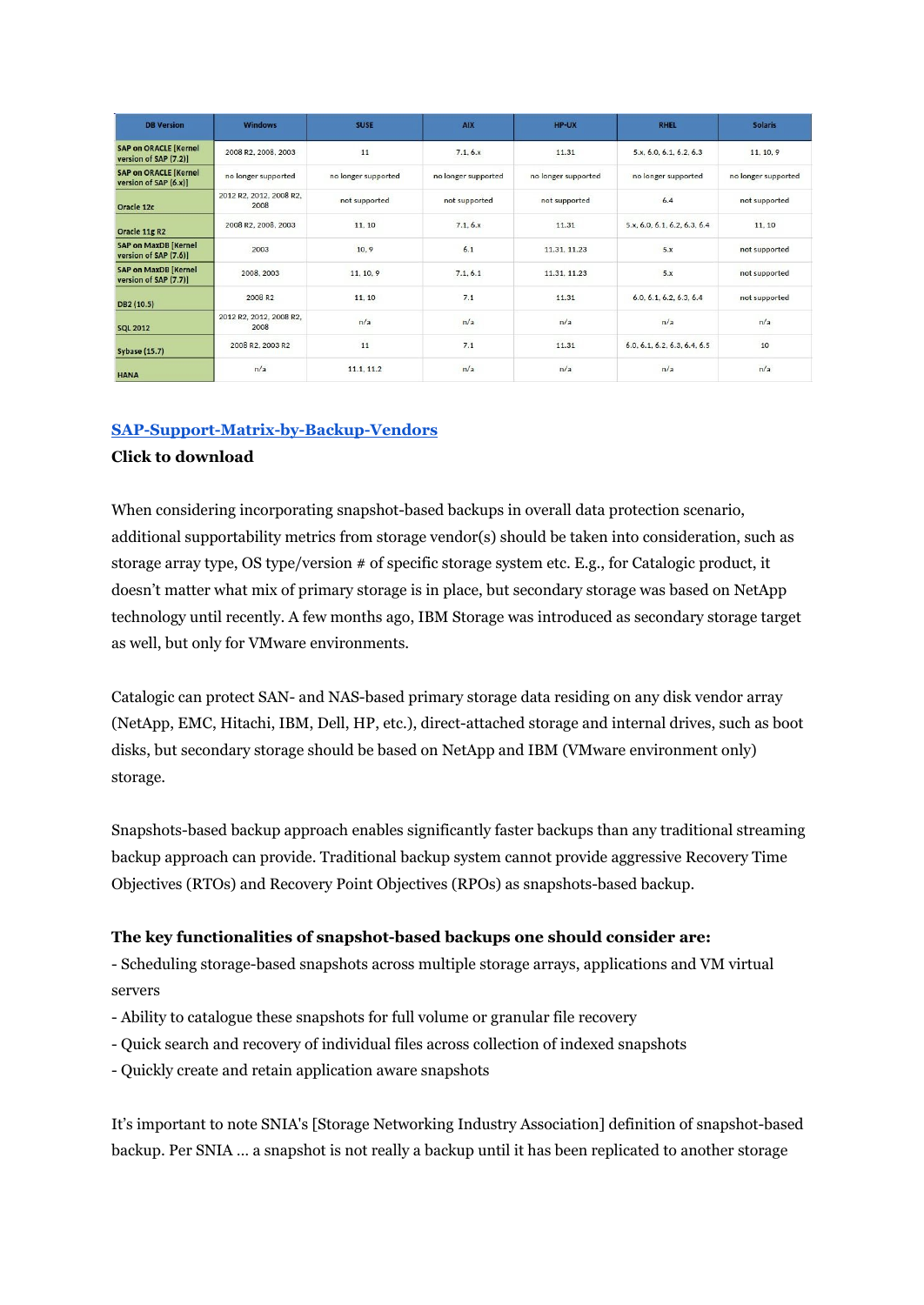| DB Version | Windows | SUSE | AIX | HP-UX | RHEL | Solaris |
| --- | --- | --- | --- | --- | --- | --- |
| SAP on ORACLE [Kernel version of SAP (7.2)] | 2008 R2, 2008, 2003 | 11 | 7.1, 6.x | 11.31 | 5.x, 6.0, 6.1, 6.2, 6.3 | 11, 10, 9 |
| SAP on ORACLE [Kernel version of SAP (6.x)] | no longer supported | no longer supported | no longer supported | no longer supported | no longer supported | no longer supported |
| Oracle 12c | 2012 R2, 2012, 2008 R2, 2008 | not supported | not supported | not supported | 6.4 | not supported |
| Oracle 11g R2 | 2008 R2, 2008, 2003 | 11, 10 | 7.1, 6.x | 11.31 | 5.x, 6.0, 6.1, 6.2, 6.3, 6.4 | 11, 10 |
| SAP on MaxDB [Kernel version of SAP (7.6)] | 2003 | 10, 9 | 6.1 | 11.31, 11.23 | 5.x | not supported |
| SAP on MaxDB [Kernel version of SAP (7.7)] | 2008, 2003 | 11, 10, 9 | 7.1, 6.1 | 11.31, 11.23 | 5.x | not supported |
| DB2 (10.5) | 2008 R2 | 11, 10 | 7.1 | 11.31 | 6.0, 6.1, 6.2, 6.3, 6.4 | not supported |
| SQL 2012 | 2012 R2, 2012, 2008 R2, 2008 | n/a | n/a | n/a | n/a | n/a |
| Sybase (15.7) | 2008 R2, 2003 R2 | 11 | 7.1 | 11.31 | 6.0, 6.1, 6.2, 6.3, 6.4, 6.5 | 10 |
| HANA | n/a | 11.1, 11.2 | n/a | n/a | n/a | n/a |

[SAP-Support-Matrix-by-Backup-Vendors]

**Click to download**

When considering incorporating snapshot-based backups in overall data protection scenario, additional supportability metrics from storage vendor(s) should be taken into consideration, such as storage array type, OS type/version # of specific storage system etc. E.g., for Catalogic product, it doesn't matter what mix of primary storage is in place, but secondary storage was based on NetApp technology until recently. A few months ago, IBM Storage was introduced as secondary storage target as well, but only for VMware environments.

Catalogic can protect SAN- and NAS-based primary storage data residing on any disk vendor array (NetApp, EMC, Hitachi, IBM, Dell, HP, etc.), direct-attached storage and internal drives, such as boot disks, but secondary storage should be based on NetApp and IBM (VMware environment only) storage.

Snapshots-based backup approach enables significantly faster backups than any traditional streaming backup approach can provide. Traditional backup system cannot provide aggressive Recovery Time Objectives (RTOs) and Recovery Point Objectives (RPOs) as snapshots-based backup.

**The key functionalities of snapshot-based backups one should consider are:**

- Scheduling storage-based snapshots across multiple storage arrays, applications and VM virtual servers
- Ability to catalogue these snapshots for full volume or granular file recovery
- Quick search and recovery of individual files across collection of indexed snapshots
- Quickly create and retain application aware snapshots

It's important to note SNIA's [Storage Networking Industry Association] definition of snapshot-based backup. Per SNIA … a snapshot is not really a backup until it has been replicated to another storage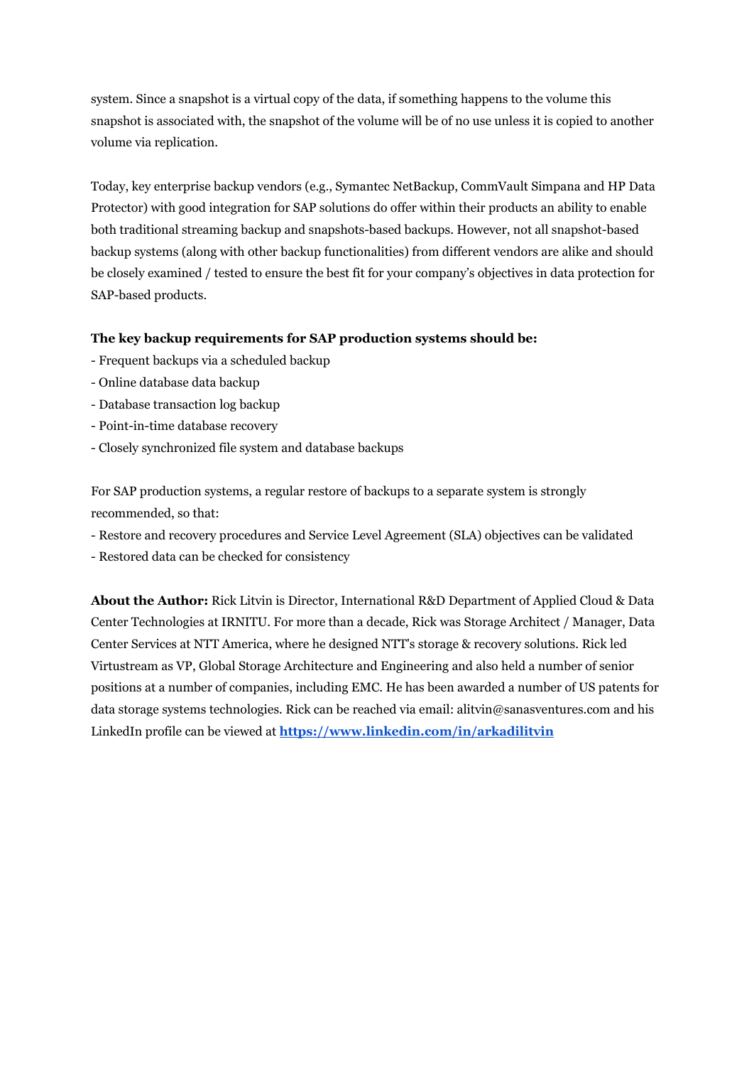system. Since a snapshot is a virtual copy of the data, if something happens to the volume this snapshot is associated with, the snapshot of the volume will be of no use unless it is copied to another volume via replication.

Today, key enterprise backup vendors (e.g., Symantec NetBackup, CommVault Simpana and HP Data Protector) with good integration for SAP solutions do offer within their products an ability to enable both traditional streaming backup and snapshots-based backups. However, not all snapshot-based backup systems (along with other backup functionalities) from different vendors are alike and should be closely examined / tested to ensure the best fit for your company's objectives in data protection for SAP-based products.

**The key backup requirements for SAP production systems should be:**

- Frequent backups via a scheduled backup
- Online database data backup
- Database transaction log backup
- Point-in-time database recovery
- Closely synchronized file system and database backups

For SAP production systems, a regular restore of backups to a separate system is strongly recommended, so that:

- Restore and recovery procedures and Service Level Agreement (SLA) objectives can be validated
- Restored data can be checked for consistency

**About the Author:** Rick Litvin is Director, International R&D Department of Applied Cloud & Data Center Technologies at IRNITU. For more than a decade, Rick was Storage Architect / Manager, Data Center Services at NTT America, where he designed NTT's storage & recovery solutions. Rick led Virtustream as VP, Global Storage Architecture and Engineering and also held a number of senior positions at a number of companies, including EMC. He has been awarded a number of US patents for data storage systems technologies. Rick can be reached via email: alitvin@sanasventures.com and his LinkedIn profile can be viewed at **https://www.linkedin.com/in/arkadilitvin**